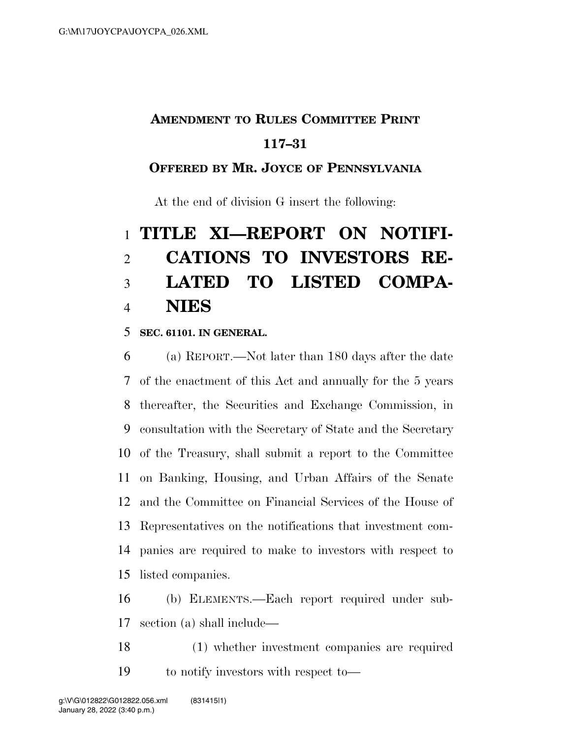**AMENDMENT TO RULES COMMITTEE PRINT 117–31**

**OFFERED BY MR. JOYCE OF PENNSYLVANIA**

At the end of division G insert the following:

# TITLE XI—REPORT ON NOTIFICATIONS TO INVESTORS RELATED TO LISTED COMPANIES

**SEC. 61101. IN GENERAL.**

(a) REPORT.—Not later than 180 days after the date of the enactment of this Act and annually for the 5 years thereafter, the Securities and Exchange Commission, in consultation with the Secretary of State and the Secretary of the Treasury, shall submit a report to the Committee on Banking, Housing, and Urban Affairs of the Senate and the Committee on Financial Services of the House of Representatives on the notifications that investment companies are required to make to investors with respect to listed companies.

(b) ELEMENTS.—Each report required under subsection (a) shall include—

(1) whether investment companies are required to notify investors with respect to—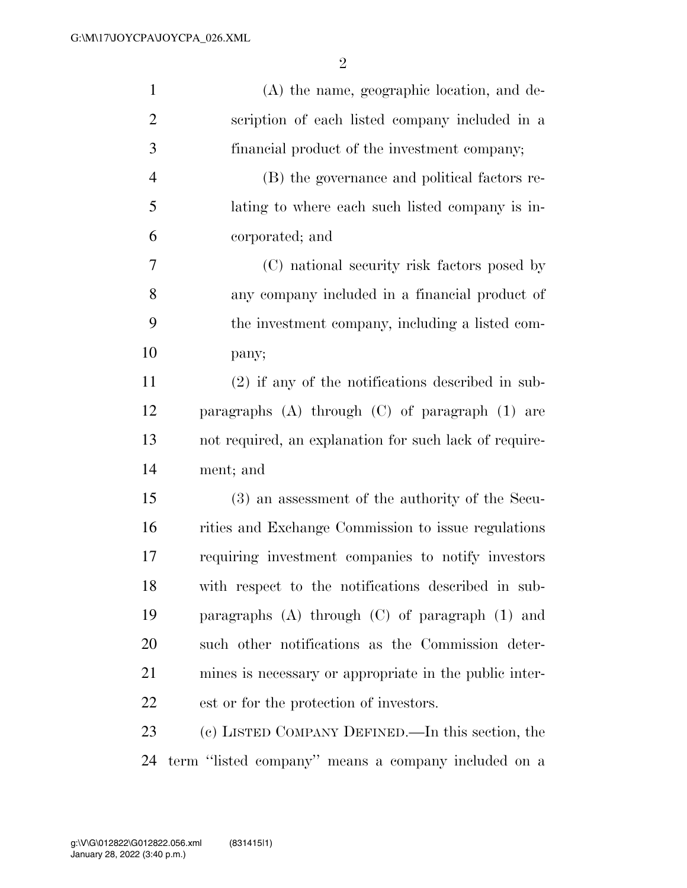(A) the name, geographic location, and description of each listed company included in a financial product of the investment company;

(B) the governance and political factors relating to where each such listed company is incorporated; and

(C) national security risk factors posed by any company included in a financial product of the investment company, including a listed company;

(2) if any of the notifications described in subparagraphs (A) through (C) of paragraph (1) are not required, an explanation for such lack of requirement; and

(3) an assessment of the authority of the Securities and Exchange Commission to issue regulations requiring investment companies to notify investors with respect to the notifications described in subparagraphs (A) through (C) of paragraph (1) and such other notifications as the Commission determines is necessary or appropriate in the public interest or for the protection of investors.

(c) LISTED COMPANY DEFINED.—In this section, the term ''listed company'' means a company included on a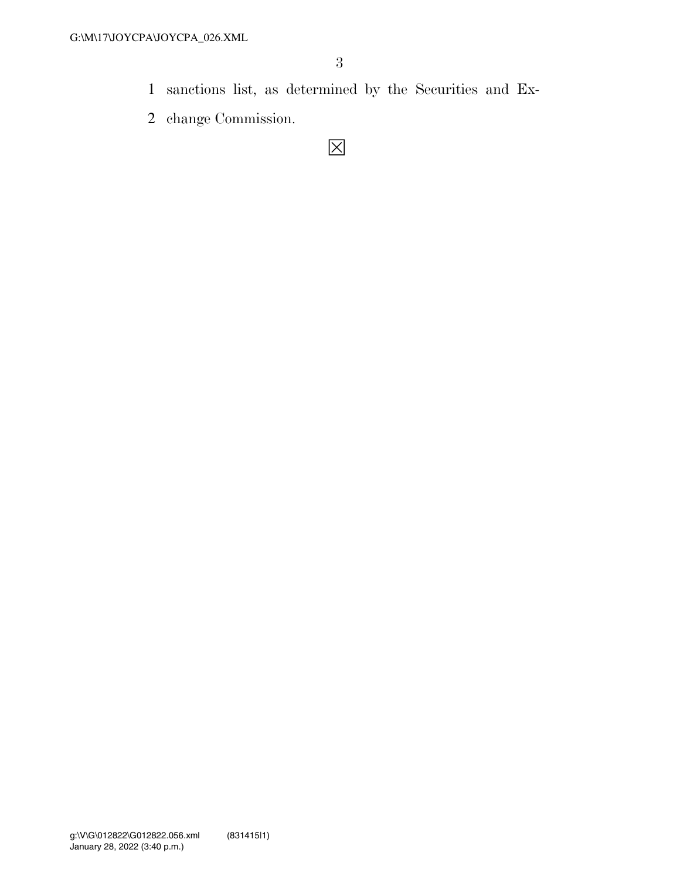sanctions list, as determined by the Securities and Exchange Commission.

☒